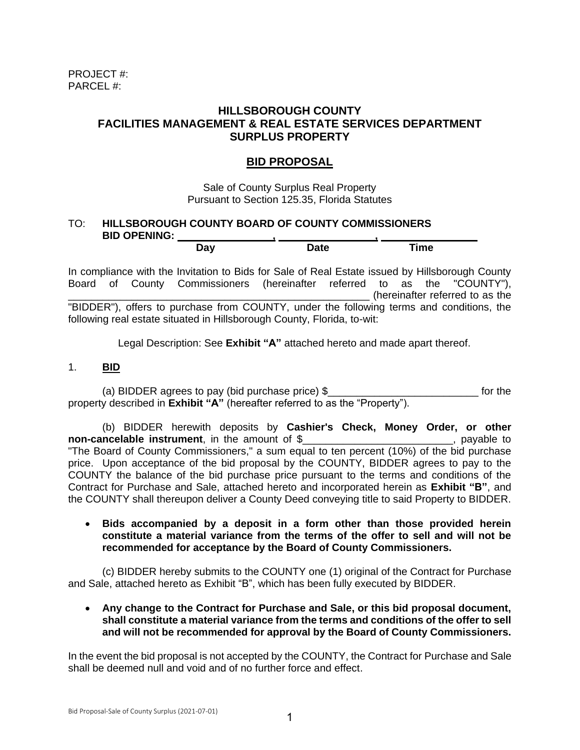PROJECT #:
PARCEL #:

# HILLSBOROUGH COUNTY
# FACILITIES MANAGEMENT & REAL ESTATE SERVICES DEPARTMENT
# SURPLUS PROPERTY

## BID PROPOSAL

Sale of County Surplus Real Property
Pursuant to Section 125.35, Florida Statutes

TO: **HILLSBOROUGH COUNTY BOARD OF COUNTY COMMISSIONERS**
**BID OPENING:** ________________, ________________, ________________
**Day** **Date** **Time**

In compliance with the Invitation to Bids for Sale of Real Estate issued by Hillsborough County Board of County Commissioners (hereinafter referred to as the "COUNTY"), ______________________________________________ (hereinafter referred to as the "BIDDER"), offers to purchase from COUNTY, under the following terms and conditions, the following real estate situated in Hillsborough County, Florida, to-wit:

Legal Description: See **Exhibit "A"** attached hereto and made apart thereof.

1. **BID**

(a) BIDDER agrees to pay (bid purchase price) $__________________________ for the property described in **Exhibit "A"** (hereafter referred to as the "Property").

(b) BIDDER herewith deposits by **Cashier's Check, Money Order, or other non-cancelable instrument**, in the amount of $__________________________, payable to "The Board of County Commissioners," a sum equal to ten percent (10%) of the bid purchase price. Upon acceptance of the bid proposal by the COUNTY, BIDDER agrees to pay to the COUNTY the balance of the bid purchase price pursuant to the terms and conditions of the Contract for Purchase and Sale, attached hereto and incorporated herein as **Exhibit "B"**, and the COUNTY shall thereupon deliver a County Deed conveying title to said Property to BIDDER.

- **Bids accompanied by a deposit in a form other than those provided herein constitute a material variance from the terms of the offer to sell and will not be recommended for acceptance by the Board of County Commissioners.**

(c) BIDDER hereby submits to the COUNTY one (1) original of the Contract for Purchase and Sale, attached hereto as Exhibit "B", which has been fully executed by BIDDER.

- **Any change to the Contract for Purchase and Sale, or this bid proposal document, shall constitute a material variance from the terms and conditions of the offer to sell and will not be recommended for approval by the Board of County Commissioners.**

In the event the bid proposal is not accepted by the COUNTY, the Contract for Purchase and Sale shall be deemed null and void and of no further force and effect.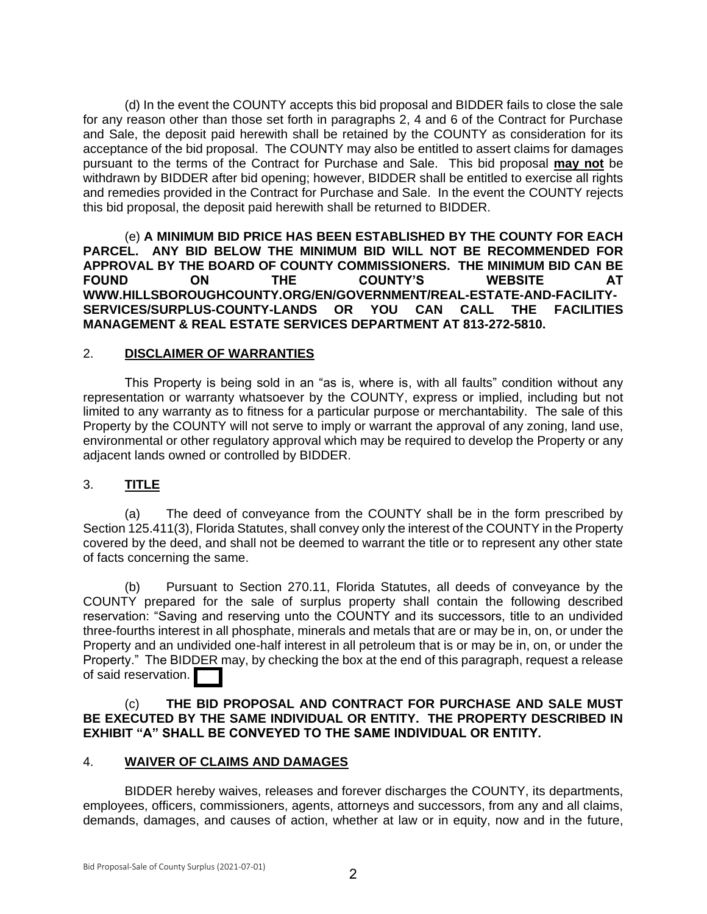(d) In the event the COUNTY accepts this bid proposal and BIDDER fails to close the sale for any reason other than those set forth in paragraphs 2, 4 and 6 of the Contract for Purchase and Sale, the deposit paid herewith shall be retained by the COUNTY as consideration for its acceptance of the bid proposal. The COUNTY may also be entitled to assert claims for damages pursuant to the terms of the Contract for Purchase and Sale. This bid proposal **may not** be withdrawn by BIDDER after bid opening; however, BIDDER shall be entitled to exercise all rights and remedies provided in the Contract for Purchase and Sale. In the event the COUNTY rejects this bid proposal, the deposit paid herewith shall be returned to BIDDER.

(e) **A MINIMUM BID PRICE HAS BEEN ESTABLISHED BY THE COUNTY FOR EACH PARCEL. ANY BID BELOW THE MINIMUM BID WILL NOT BE RECOMMENDED FOR APPROVAL BY THE BOARD OF COUNTY COMMISSIONERS. THE MINIMUM BID CAN BE FOUND ON THE COUNTY'S WEBSITE AT WWW.HILLSBOROUGHCOUNTY.ORG/EN/GOVERNMENT/REAL-ESTATE-AND-FACILITY-SERVICES/SURPLUS-COUNTY-LANDS OR YOU CAN CALL THE FACILITIES MANAGEMENT & REAL ESTATE SERVICES DEPARTMENT AT 813-272-5810.**

## 2. DISCLAIMER OF WARRANTIES

This Property is being sold in an "as is, where is, with all faults" condition without any representation or warranty whatsoever by the COUNTY, express or implied, including but not limited to any warranty as to fitness for a particular purpose or merchantability. The sale of this Property by the COUNTY will not serve to imply or warrant the approval of any zoning, land use, environmental or other regulatory approval which may be required to develop the Property or any adjacent lands owned or controlled by BIDDER.

## 3. TITLE

(a) The deed of conveyance from the COUNTY shall be in the form prescribed by Section 125.411(3), Florida Statutes, shall convey only the interest of the COUNTY in the Property covered by the deed, and shall not be deemed to warrant the title or to represent any other state of facts concerning the same.

(b) Pursuant to Section 270.11, Florida Statutes, all deeds of conveyance by the COUNTY prepared for the sale of surplus property shall contain the following described reservation: "Saving and reserving unto the COUNTY and its successors, title to an undivided three-fourths interest in all phosphate, minerals and metals that are or may be in, on, or under the Property and an undivided one-half interest in all petroleum that is or may be in, on, or under the Property." The BIDDER may, by checking the box at the end of this paragraph, request a release of said reservation. ☐

(c) **THE BID PROPOSAL AND CONTRACT FOR PURCHASE AND SALE MUST BE EXECUTED BY THE SAME INDIVIDUAL OR ENTITY. THE PROPERTY DESCRIBED IN EXHIBIT "A" SHALL BE CONVEYED TO THE SAME INDIVIDUAL OR ENTITY.**

## 4. WAIVER OF CLAIMS AND DAMAGES

BIDDER hereby waives, releases and forever discharges the COUNTY, its departments, employees, officers, commissioners, agents, attorneys and successors, from any and all claims, demands, damages, and causes of action, whether at law or in equity, now and in the future,

Bid Proposal-Sale of County Surplus (2021-07-01)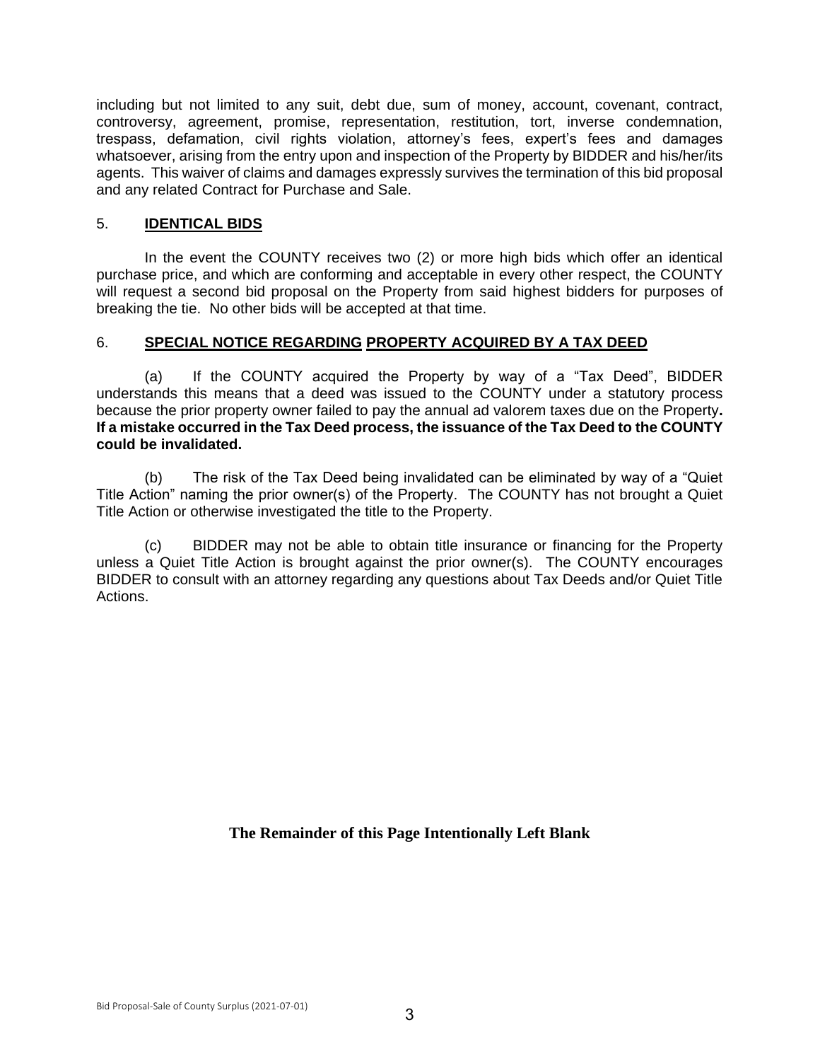including but not limited to any suit, debt due, sum of money, account, covenant, contract, controversy, agreement, promise, representation, restitution, tort, inverse condemnation, trespass, defamation, civil rights violation, attorney's fees, expert's fees and damages whatsoever, arising from the entry upon and inspection of the Property by BIDDER and his/her/its agents. This waiver of claims and damages expressly survives the termination of this bid proposal and any related Contract for Purchase and Sale.

## 5. **IDENTICAL BIDS**

In the event the COUNTY receives two (2) or more high bids which offer an identical purchase price, and which are conforming and acceptable in every other respect, the COUNTY will request a second bid proposal on the Property from said highest bidders for purposes of breaking the tie. No other bids will be accepted at that time.

## 6. **SPECIAL NOTICE REGARDING PROPERTY ACQUIRED BY A TAX DEED**

(a) If the COUNTY acquired the Property by way of a "Tax Deed", BIDDER understands this means that a deed was issued to the COUNTY under a statutory process because the prior property owner failed to pay the annual ad valorem taxes due on the Property**. If a mistake occurred in the Tax Deed process, the issuance of the Tax Deed to the COUNTY could be invalidated.**

(b) The risk of the Tax Deed being invalidated can be eliminated by way of a "Quiet Title Action" naming the prior owner(s) of the Property. The COUNTY has not brought a Quiet Title Action or otherwise investigated the title to the Property.

(c) BIDDER may not be able to obtain title insurance or financing for the Property unless a Quiet Title Action is brought against the prior owner(s). The COUNTY encourages BIDDER to consult with an attorney regarding any questions about Tax Deeds and/or Quiet Title Actions.

**The Remainder of this Page Intentionally Left Blank**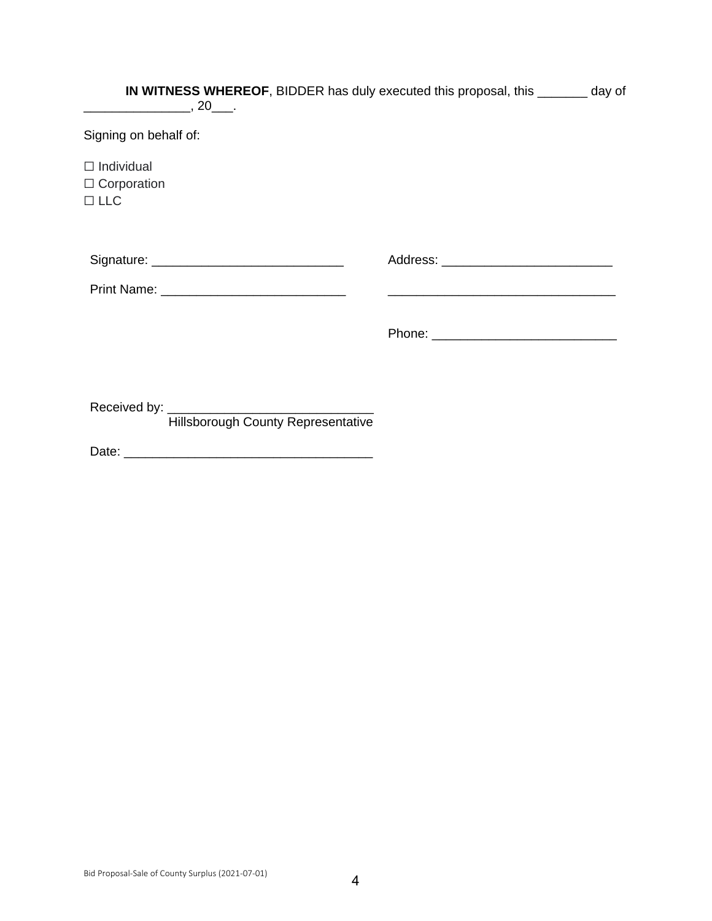**IN WITNESS WHEREOF**, BIDDER has duly executed this proposal, this _______ day of _______________, 20___.

Signing on behalf of:

☐ Individual
☐ Corporation
☐ LLC

Signature: ___________________________

Print Name: __________________________

Address: ________________________

________________________________

Phone: __________________________

Received by: _____________________________
Hillsborough County Representative

Date: __________________________________

Bid Proposal-Sale of County Surplus (2021-07-01)